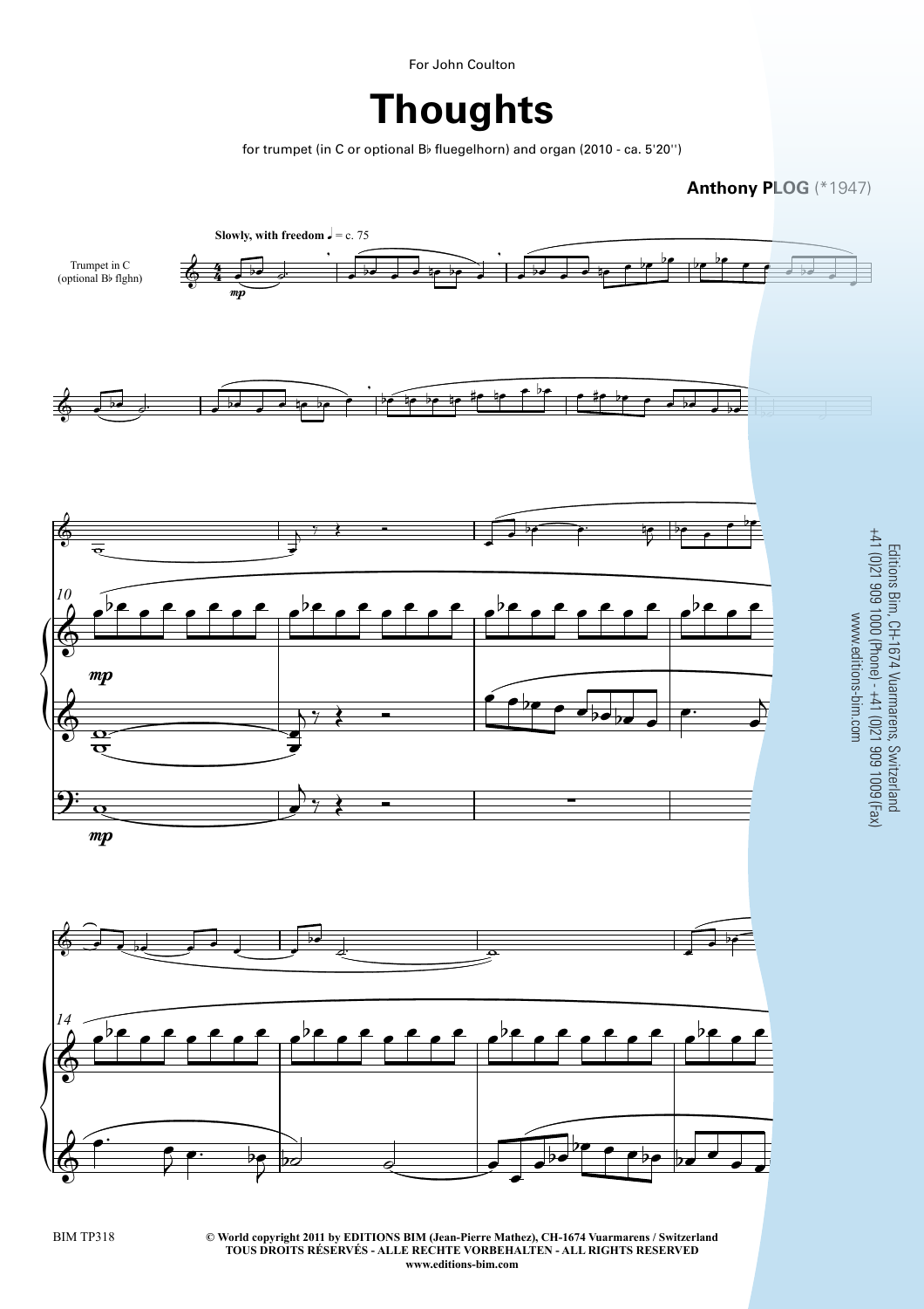For John Coulton

# Thoughts

for trumpet (in C or optional B♭ fluegelhorn) and organ (2010 - ca. 5'20'')

**Anthony PLOG** (*1947)

**Slowly, with freedom** ♩ = c. 75

Trumpet in C
(optional B♭ flghn)

Editions Bim, CH-1674 Vuarmarens, Switzerland
+41 (0)21 909 1000 (Phone) - +41 (0)21 909 1009 (Fax)
www.editions-bim.com

BIM TP318

**© World copyright 2011 by EDITIONS BIM (Jean-Pierre Mathez), CH-1674 Vuarmarens / Switzerland**
**TOUS DROITS RÉSERVÉS - ALLE RECHTE VORBEHALTEN - ALL RIGHTS RESERVED**
**www.editions-bim.com**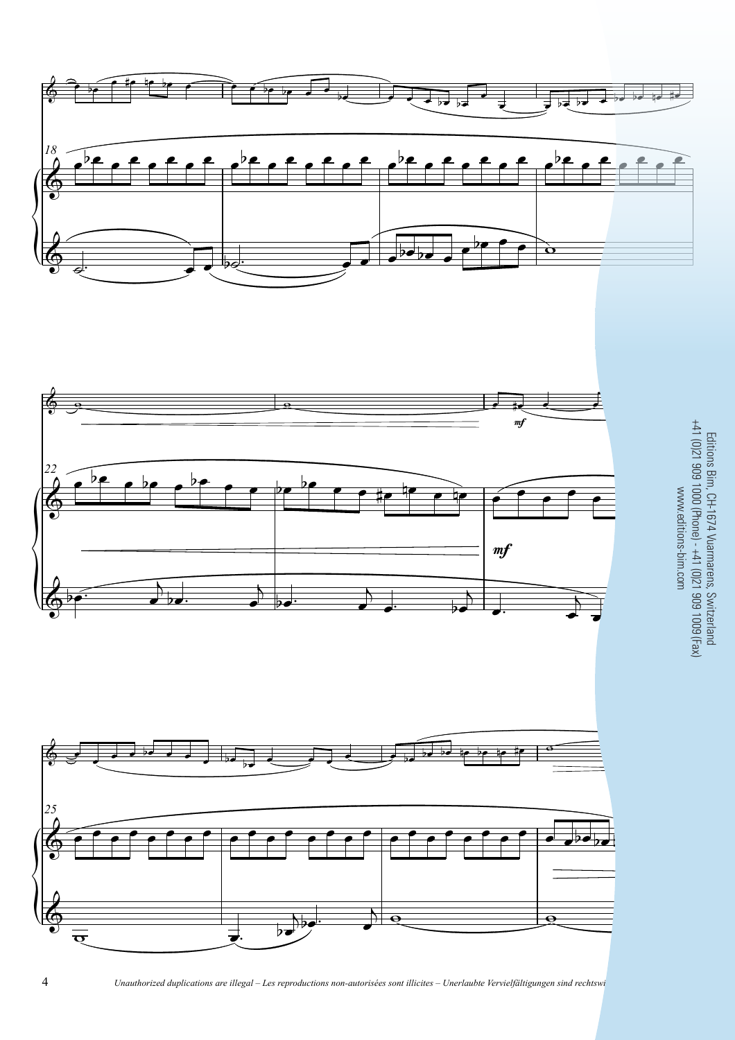Editions Bim, CH-1674 Vuarmarens, Switzerland
+41 (0)21 909 1000 (Phone) - +41 (0)21 909 1009 (Fax)
www.editions-bim.com

*Unauthorized duplications are illegal – Les reproductions non-autorisées sont illicites – Unerlaubte Vervielfältigungen sind rechtswi*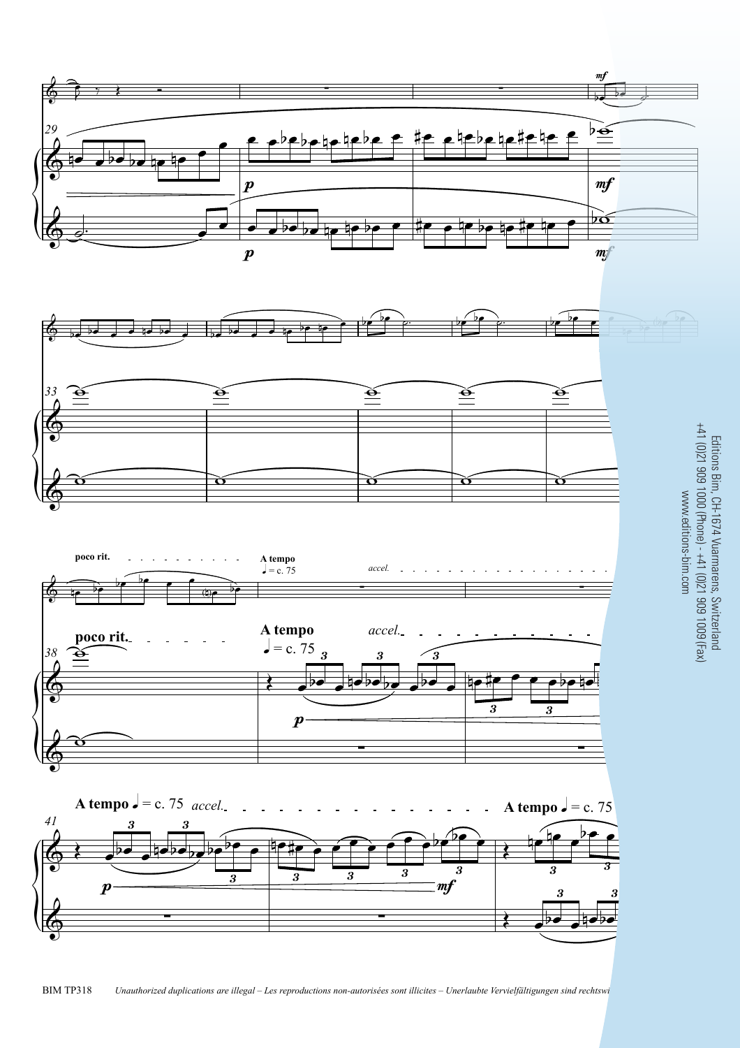poco rit.

A tempo ♩ = c. 75 *accel.*

A tempo ♩ = c. 75 *accel.*

A tempo ♩ = c. 75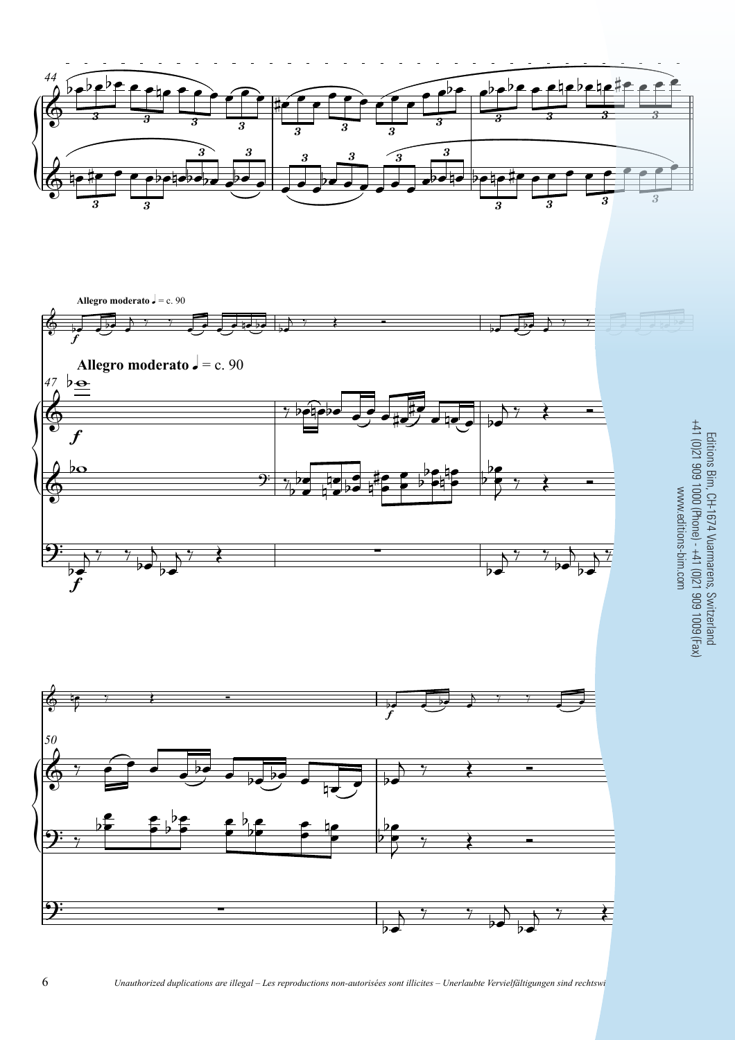Allegro moderato ♩ = c. 90

Allegro moderato ♩ = c. 90

Editions Bim, CH-1674 Vuarmarens, Switzerland
+41 (0)21 909 1000 (Phone) - +41 (0)21 909 1009 (Fax)
www.editions-bim.com

*Unauthorized duplications are illegal – Les reproductions non-autorisées sont illicites – Unerlaubte Vervielfältigungen sind rechtswi*